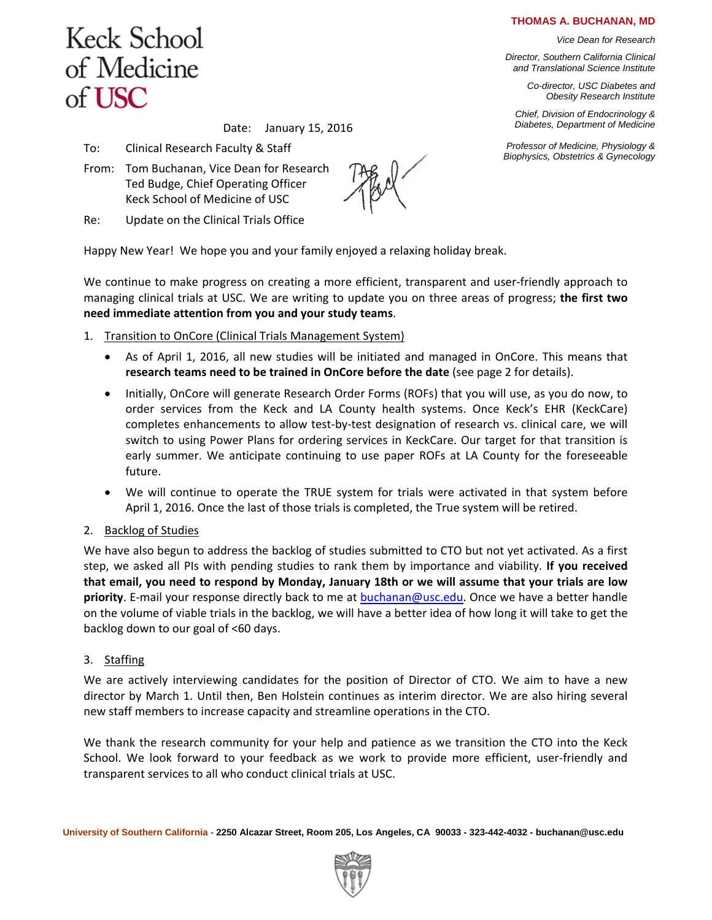Keck School of Medicine of USC

**THOMAS A. BUCHANAN, MD**

*Vice Dean for Research*

*Director, Southern California Clinical and Translational Science Institute*

*Co-director, USC Diabetes and Obesity Research Institute*

*Chief, Division of Endocrinology & Diabetes, Department of Medicine*

*Professor of Medicine, Physiology & Biophysics, Obstetrics & Gynecology*

Date: January 15, 2016

To: Clinical Research Faculty & Staff

From: Tom Buchanan, Vice Dean for Research
Ted Budge, Chief Operating Officer
Keck School of Medicine of USC

Re: Update on the Clinical Trials Office

Happy New Year! We hope you and your family enjoyed a relaxing holiday break.

We continue to make progress on creating a more efficient, transparent and user-friendly approach to managing clinical trials at USC. We are writing to update you on three areas of progress; **the first two need immediate attention from you and your study teams**.

1. Transition to OnCore (Clinical Trials Management System)
   - As of April 1, 2016, all new studies will be initiated and managed in OnCore. This means that **research teams need to be trained in OnCore before the date** (see page 2 for details).
   - Initially, OnCore will generate Research Order Forms (ROFs) that you will use, as you do now, to order services from the Keck and LA County health systems. Once Keck's EHR (KeckCare) completes enhancements to allow test-by-test designation of research vs. clinical care, we will switch to using Power Plans for ordering services in KeckCare. Our target for that transition is early summer. We anticipate continuing to use paper ROFs at LA County for the foreseeable future.
   - We will continue to operate the TRUE system for trials were activated in that system before April 1, 2016. Once the last of those trials is completed, the True system will be retired.

2. Backlog of Studies

We have also begun to address the backlog of studies submitted to CTO but not yet activated. As a first step, we asked all PIs with pending studies to rank them by importance and viability. **If you received that email, you need to respond by Monday, January 18th or we will assume that your trials are low priority**. E-mail your response directly back to me at buchanan@usc.edu. Once we have a better handle on the volume of viable trials in the backlog, we will have a better idea of how long it will take to get the backlog down to our goal of <60 days.

3. Staffing

We are actively interviewing candidates for the position of Director of CTO. We aim to have a new director by March 1. Until then, Ben Holstein continues as interim director. We are also hiring several new staff members to increase capacity and streamline operations in the CTO.

We thank the research community for your help and patience as we transition the CTO into the Keck School. We look forward to your feedback as we work to provide more efficient, user-friendly and transparent services to all who conduct clinical trials at USC.

University of Southern California - 2250 Alcazar Street, Room 205, Los Angeles, CA 90033 - 323-442-4032 - buchanan@usc.edu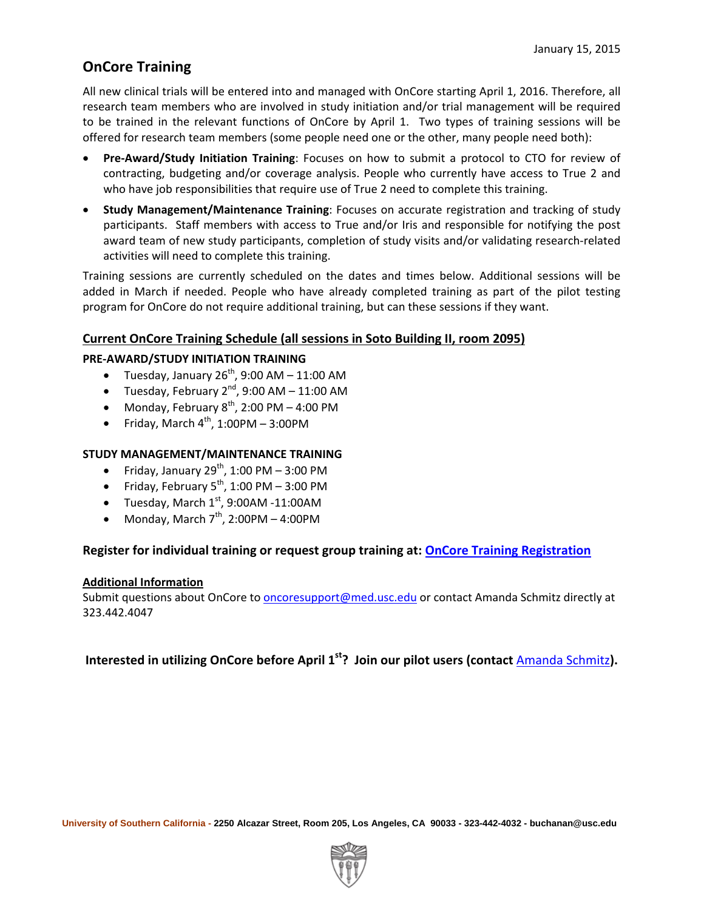January 15, 2015

## OnCore Training

All new clinical trials will be entered into and managed with OnCore starting April 1, 2016. Therefore, all research team members who are involved in study initiation and/or trial management will be required to be trained in the relevant functions of OnCore by April 1. Two types of training sessions will be offered for research team members (some people need one or the other, many people need both):

- **Pre-Award/Study Initiation Training**: Focuses on how to submit a protocol to CTO for review of contracting, budgeting and/or coverage analysis. People who currently have access to True 2 and who have job responsibilities that require use of True 2 need to complete this training.
- **Study Management/Maintenance Training**: Focuses on accurate registration and tracking of study participants. Staff members with access to True and/or Iris and responsible for notifying the post award team of new study participants, completion of study visits and/or validating research-related activities will need to complete this training.

Training sessions are currently scheduled on the dates and times below. Additional sessions will be added in March if needed. People who have already completed training as part of the pilot testing program for OnCore do not require additional training, but can these sessions if they want.

### Current OnCore Training Schedule (all sessions in Soto Building II, room 2095)

**PRE-AWARD/STUDY INITIATION TRAINING**

- Tuesday, January 26th, 9:00 AM – 11:00 AM
- Tuesday, February 2nd, 9:00 AM – 11:00 AM
- Monday, February 8th, 2:00 PM – 4:00 PM
- Friday, March 4th, 1:00PM – 3:00PM

**STUDY MANAGEMENT/MAINTENANCE TRAINING**

- Friday, January 29th, 1:00 PM – 3:00 PM
- Friday, February 5th, 1:00 PM – 3:00 PM
- Tuesday, March 1st, 9:00AM -11:00AM
- Monday, March 7th, 2:00PM – 4:00PM

**Register for individual training or request group training at: OnCore Training Registration**

**Additional Information**

Submit questions about OnCore to oncoresupport@med.usc.edu or contact Amanda Schmitz directly at 323.442.4047

**Interested in utilizing OnCore before April 1st? Join our pilot users (contact Amanda Schmitz).**

University of Southern California - 2250 Alcazar Street, Room 205, Los Angeles, CA 90033 - 323-442-4032 - buchanan@usc.edu